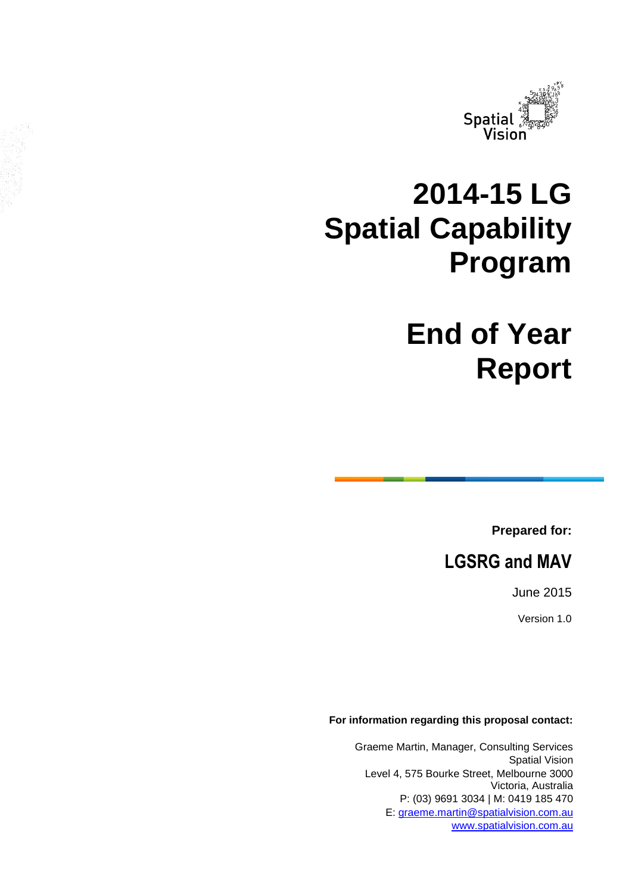Spatial Vision

# 2014-15 LG Spatial Capability Program

# End of Year Report

**Prepared for:**

## LGSRG and MAV

June 2015

Version 1.0

**For information regarding this proposal contact:**

Graeme Martin, Manager, Consulting Services
Spatial Vision
Level 4, 575 Bourke Street, Melbourne 3000
Victoria, Australia
P: (03) 9691 3034 | M: 0419 185 470
E: graeme.martin@spatialvision.com.au
www.spatialvision.com.au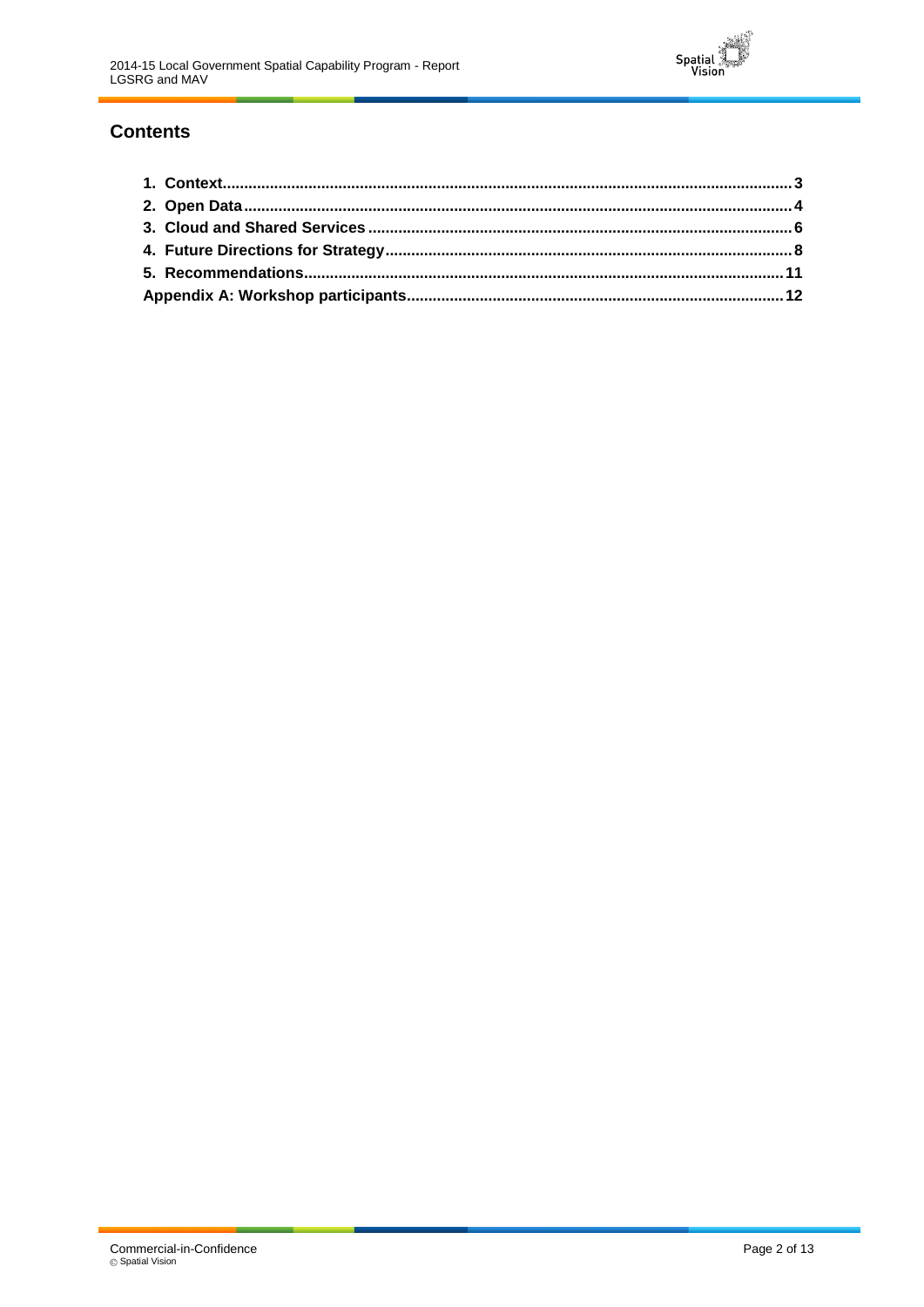## Contents

1. Context.......................................................................................................................3
2. Open Data.....................................................................................................................4
3. Cloud and Shared Services..........................................................................................6
4. Future Directions for Strategy.......................................................................................8
5. Recommendations.......................................................................................................11

Appendix A: Workshop participants...............................................................................12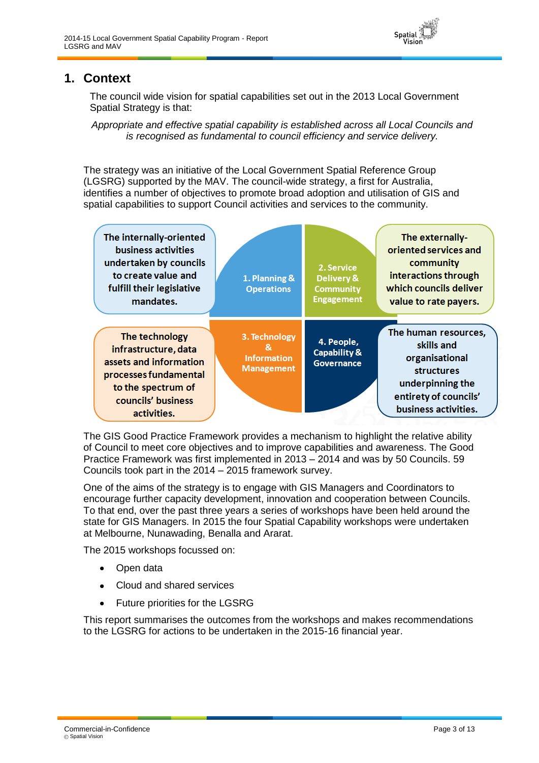# 1. Context

The council wide vision for spatial capabilities set out in the 2013 Local Government Spatial Strategy is that:

*Appropriate and effective spatial capability is established across all Local Councils and is recognised as fundamental to council efficiency and service delivery.*

The strategy was an initiative of the Local Government Spatial Reference Group (LGSRG) supported by the MAV. The council-wide strategy, a first for Australia, identifies a number of objectives to promote broad adoption and utilisation of GIS and spatial capabilities to support Council activities and services to the community.

**The internally-oriented business activities undertaken by councils to create value and fulfill their legislative mandates.**

**1. Planning & Operations**

**2. Service Delivery & Community Engagement**

**The externally-oriented services and community interactions through which councils deliver value to rate payers.**

**The technology infrastructure, data assets and information processes fundamental to the spectrum of councils' business activities.**

**3. Technology & Information Management**

**4. People, Capability & Governance**

**The human resources, skills and organisational structures underpinning the entirety of councils' business activities.**

The GIS Good Practice Framework provides a mechanism to highlight the relative ability of Council to meet core objectives and to improve capabilities and awareness. The Good Practice Framework was first implemented in 2013 – 2014 and was by 50 Councils. 59 Councils took part in the 2014 – 2015 framework survey.

One of the aims of the strategy is to engage with GIS Managers and Coordinators to encourage further capacity development, innovation and cooperation between Councils. To that end, over the past three years a series of workshops have been held around the state for GIS Managers. In 2015 the four Spatial Capability workshops were undertaken at Melbourne, Nunawading, Benalla and Ararat.

The 2015 workshops focussed on:

- Open data
- Cloud and shared services
- Future priorities for the LGSRG

This report summarises the outcomes from the workshops and makes recommendations to the LGSRG for actions to be undertaken in the 2015-16 financial year.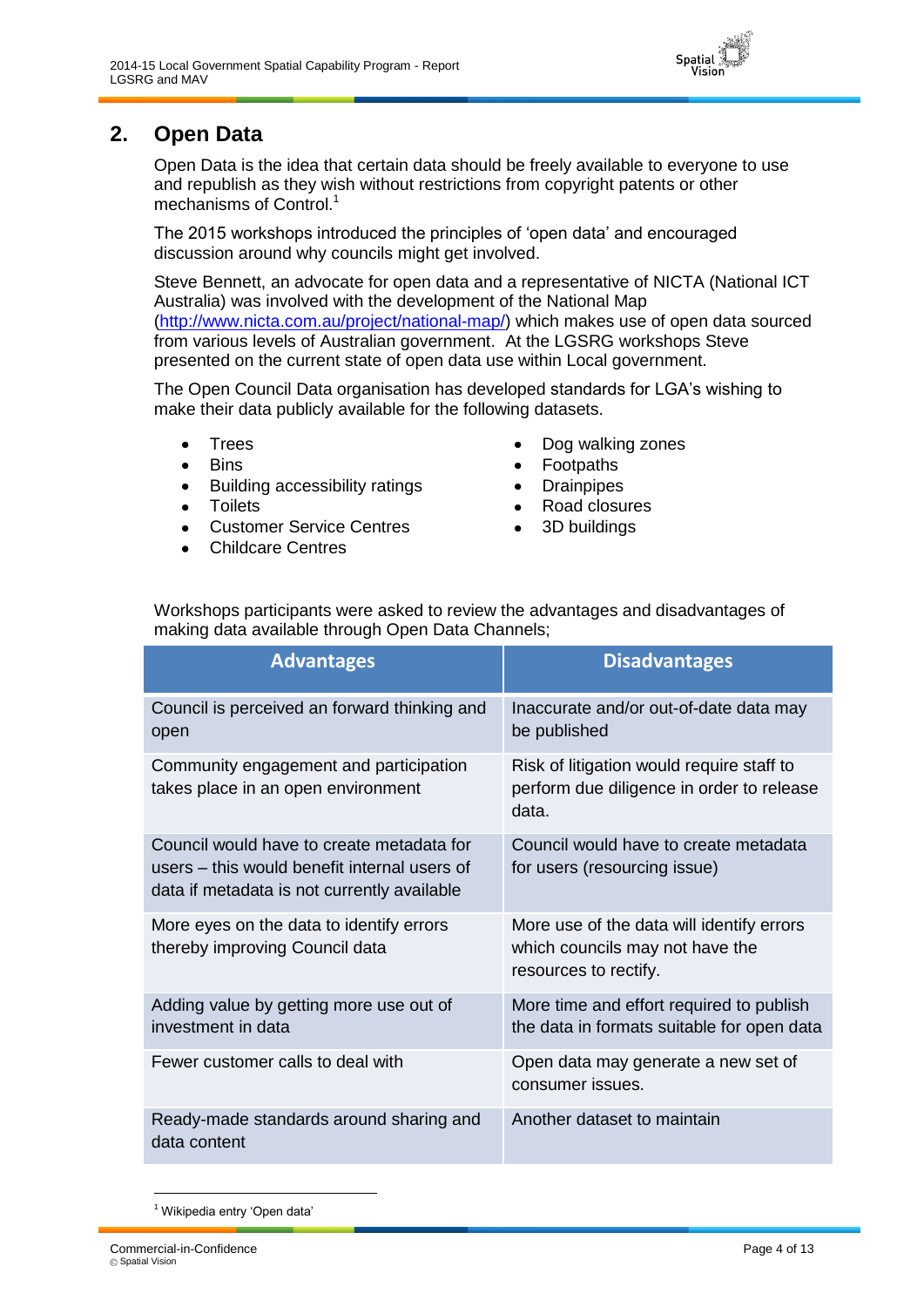## 2. Open Data

Open Data is the idea that certain data should be freely available to everyone to use and republish as they wish without restrictions from copyright patents or other mechanisms of Control.[1]

The 2015 workshops introduced the principles of 'open data' and encouraged discussion around why councils might get involved.

Steve Bennett, an advocate for open data and a representative of NICTA (National ICT Australia) was involved with the development of the National Map (http://www.nicta.com.au/project/national-map/) which makes use of open data sourced from various levels of Australian government. At the LGSRG workshops Steve presented on the current state of open data use within Local government.

The Open Council Data organisation has developed standards for LGA's wishing to make their data publicly available for the following datasets.

- Trees
- Bins
- Building accessibility ratings
- Toilets
- Customer Service Centres
- Childcare Centres
- Dog walking zones
- Footpaths
- Drainpipes
- Road closures
- 3D buildings

Workshops participants were asked to review the advantages and disadvantages of making data available through Open Data Channels;

| Advantages | Disadvantages |
|---|---|
| Council is perceived an forward thinking and open | Inaccurate and/or out-of-date data may be published |
| Community engagement and participation takes place in an open environment | Risk of litigation would require staff to perform due diligence in order to release data. |
| Council would have to create metadata for users – this would benefit internal users of data if metadata is not currently available | Council would have to create metadata for users (resourcing issue) |
| More eyes on the data to identify errors thereby improving Council data | More use of the data will identify errors which councils may not have the resources to rectify. |
| Adding value by getting more use out of investment in data | More time and effort required to publish the data in formats suitable for open data |
| Fewer customer calls to deal with | Open data may generate a new set of consumer issues. |
| Ready-made standards around sharing and data content | Another dataset to maintain |

[1] Wikipedia entry 'Open data'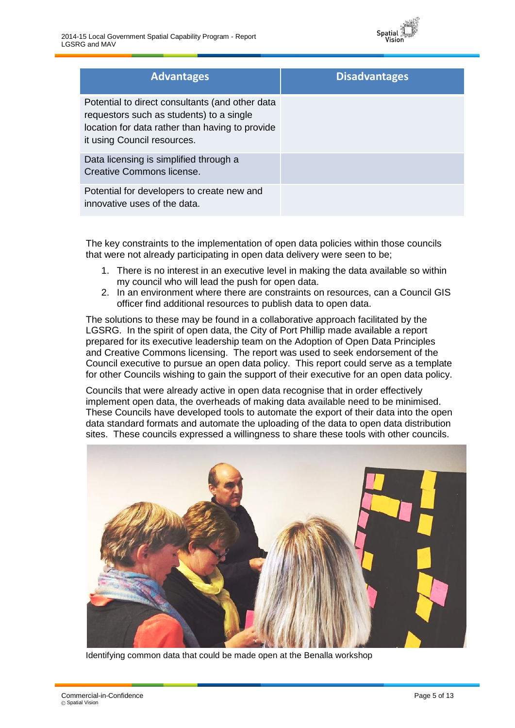| Advantages | Disadvantages |
|---|---|
| Potential to direct consultants (and other data requestors such as students) to a single location for data rather than having to provide it using Council resources. | |
| Data licensing is simplified through a Creative Commons license. | |
| Potential for developers to create new and innovative uses of the data. | |

The key constraints to the implementation of open data policies within those councils that were not already participating in open data delivery were seen to be;

1. There is no interest in an executive level in making the data available so within my council who will lead the push for open data.
2. In an environment where there are constraints on resources, can a Council GIS officer find additional resources to publish data to open data.

The solutions to these may be found in a collaborative approach facilitated by the LGSRG. In the spirit of open data, the City of Port Phillip made available a report prepared for its executive leadership team on the Adoption of Open Data Principles and Creative Commons licensing. The report was used to seek endorsement of the Council executive to pursue an open data policy. This report could serve as a template for other Councils wishing to gain the support of their executive for an open data policy.

Councils that were already active in open data recognise that in order effectively implement open data, the overheads of making data available need to be minimised. These Councils have developed tools to automate the export of their data into the open data standard formats and automate the uploading of the data to open data distribution sites. These councils expressed a willingness to share these tools with other councils.

Identifying common data that could be made open at the Benalla workshop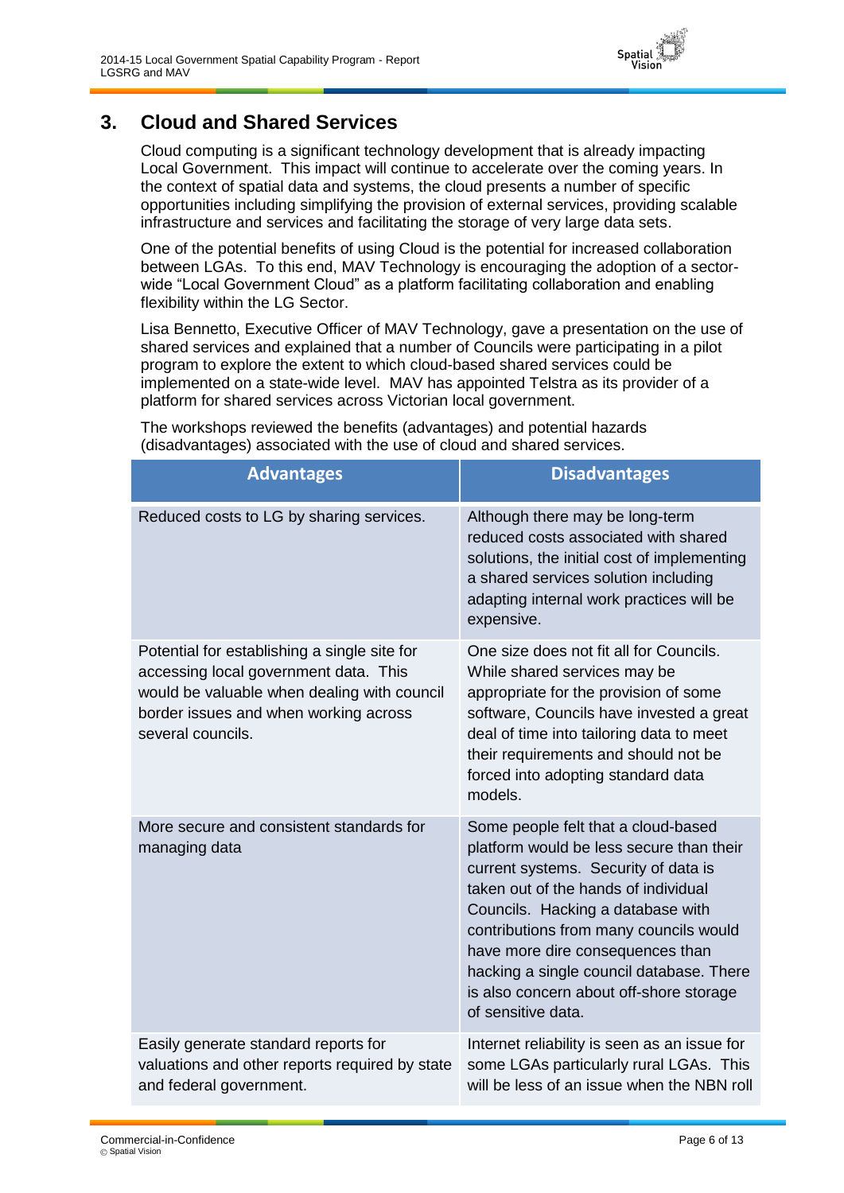## 3. Cloud and Shared Services

Cloud computing is a significant technology development that is already impacting Local Government. This impact will continue to accelerate over the coming years. In the context of spatial data and systems, the cloud presents a number of specific opportunities including simplifying the provision of external services, providing scalable infrastructure and services and facilitating the storage of very large data sets.

One of the potential benefits of using Cloud is the potential for increased collaboration between LGAs. To this end, MAV Technology is encouraging the adoption of a sector-wide "Local Government Cloud" as a platform facilitating collaboration and enabling flexibility within the LG Sector.

Lisa Bennetto, Executive Officer of MAV Technology, gave a presentation on the use of shared services and explained that a number of Councils were participating in a pilot program to explore the extent to which cloud-based shared services could be implemented on a state-wide level. MAV has appointed Telstra as its provider of a platform for shared services across Victorian local government.

The workshops reviewed the benefits (advantages) and potential hazards (disadvantages) associated with the use of cloud and shared services.

| Advantages | Disadvantages |
|---|---|
| Reduced costs to LG by sharing services. | Although there may be long-term reduced costs associated with shared solutions, the initial cost of implementing a shared services solution including adapting internal work practices will be expensive. |
| Potential for establishing a single site for accessing local government data. This would be valuable when dealing with council border issues and when working across several councils. | One size does not fit all for Councils. While shared services may be appropriate for the provision of some software, Councils have invested a great deal of time into tailoring data to meet their requirements and should not be forced into adopting standard data models. |
| More secure and consistent standards for managing data | Some people felt that a cloud-based platform would be less secure than their current systems. Security of data is taken out of the hands of individual Councils. Hacking a database with contributions from many councils would have more dire consequences than hacking a single council database. There is also concern about off-shore storage of sensitive data. |
| Easily generate standard reports for valuations and other reports required by state and federal government. | Internet reliability is seen as an issue for some LGAs particularly rural LGAs. This will be less of an issue when the NBN roll |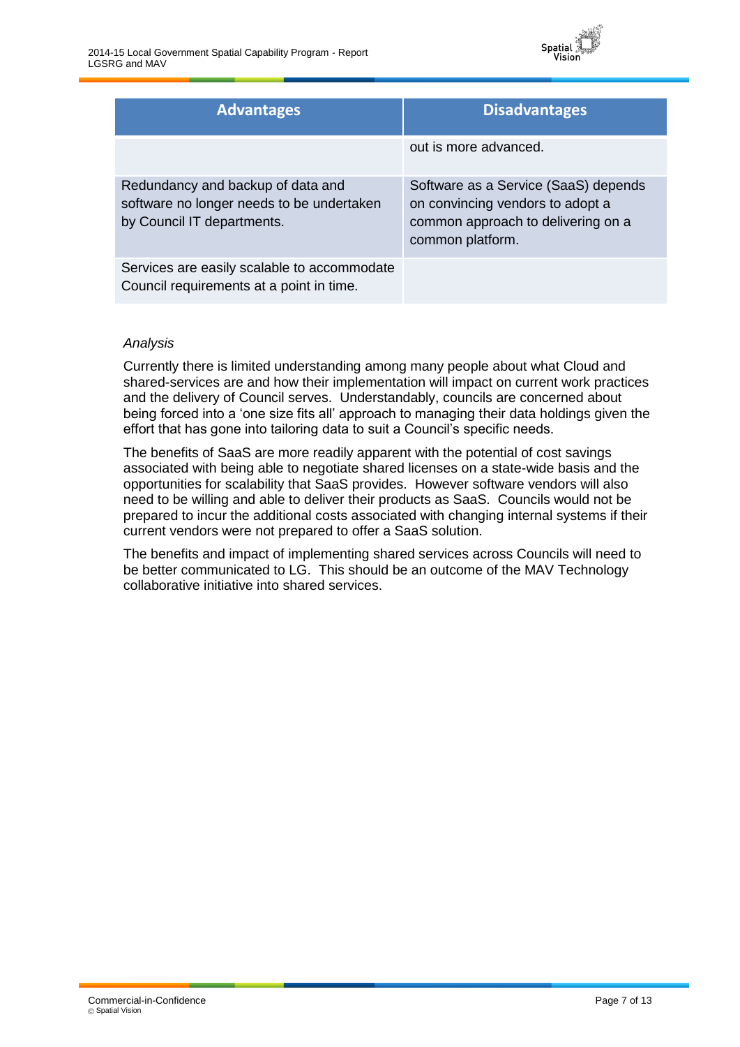| Advantages | Disadvantages |
|---|---|
| | out is more advanced. |
| Redundancy and backup of data and software no longer needs to be undertaken by Council IT departments. | Software as a Service (SaaS) depends on convincing vendors to adopt a common approach to delivering on a common platform. |
| Services are easily scalable to accommodate Council requirements at a point in time. | |

*Analysis*

Currently there is limited understanding among many people about what Cloud and shared-services are and how their implementation will impact on current work practices and the delivery of Council serves. Understandably, councils are concerned about being forced into a 'one size fits all' approach to managing their data holdings given the effort that has gone into tailoring data to suit a Council's specific needs.

The benefits of SaaS are more readily apparent with the potential of cost savings associated with being able to negotiate shared licenses on a state-wide basis and the opportunities for scalability that SaaS provides. However software vendors will also need to be willing and able to deliver their products as SaaS. Councils would not be prepared to incur the additional costs associated with changing internal systems if their current vendors were not prepared to offer a SaaS solution.

The benefits and impact of implementing shared services across Councils will need to be better communicated to LG. This should be an outcome of the MAV Technology collaborative initiative into shared services.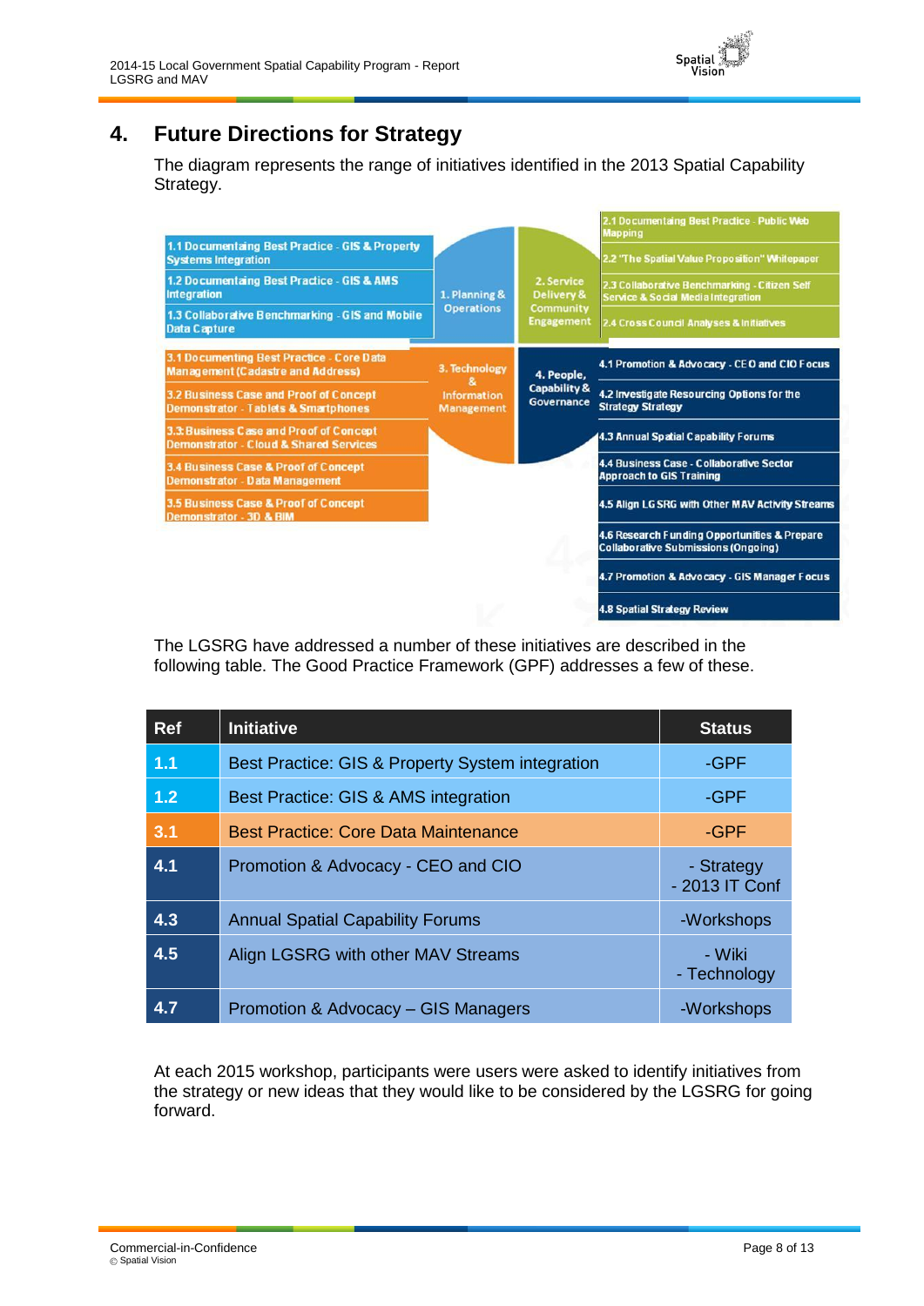# 4. Future Directions for Strategy

The diagram represents the range of initiatives identified in the 2013 Spatial Capability Strategy.

**1. Planning & Operations**
- 1.1 Documentaing Best Practice - GIS & Property Systems Integration
- 1.2 Documentaing Best Practice - GIS & AMS Integration
- 1.3 Collaborative Benchmarking - GIS and Mobile Data Capture

**2. Service Delivery & Community Engagement**
- 2.1 Documentaing Best Practice - Public Web Mapping
- 2.2 "The Spatial Value Proposition" Whitepaper
- 2.3 Collaborative Benchmarking - Citizen Self Service & Social Media Integration
- 2.4 Cross Council Analyses & Initiatives

**3. Technology & Information Management**
- 3.1 Documenting Best Practice - Core Data Management (Cadastre and Address)
- 3.2 Business Case and Proof of Concept Demonstrator - Tablets & Smartphones
- 3.3 Business Case and Proof of Concept Demonstrator - Cloud & Shared Services
- 3.4 Business Case & Proof of Concept Demonstrator - Data Management
- 3.5 Business Case & Proof of Concept Demonstrator - 3D & BIM

**4. People, Capability & Governance**
- 4.1 Promotion & Advocacy - CEO and CIO Focus
- 4.2 Investigate Resourcing Options for the Strategy Strategy
- 4.3 Annual Spatial Capability Forums
- 4.4 Business Case - Collaborative Sector Approach to GIS Training
- 4.5 Align LGSRG with Other MAV Activity Streams
- 4.6 Research Funding Opportunities & Prepare Collaborative Submissions (Ongoing)
- 4.7 Promotion & Advocacy - GIS Manager Focus
- 4.8 Spatial Strategy Review

The LGSRG have addressed a number of these initiatives are described in the following table. The Good Practice Framework (GPF) addresses a few of these.

| Ref | Initiative | Status |
|---|---|---|
| 1.1 | Best Practice: GIS & Property System integration | -GPF |
| 1.2 | Best Practice: GIS & AMS integration | -GPF |
| 3.1 | Best Practice: Core Data Maintenance | -GPF |
| 4.1 | Promotion & Advocacy - CEO and CIO | - Strategy<br>- 2013 IT Conf |
| 4.3 | Annual Spatial Capability Forums | -Workshops |
| 4.5 | Align LGSRG with other MAV Streams | - Wiki<br>- Technology |
| 4.7 | Promotion & Advocacy – GIS Managers | -Workshops |

At each 2015 workshop, participants were users were asked to identify initiatives from the strategy or new ideas that they would like to be considered by the LGSRG for going forward.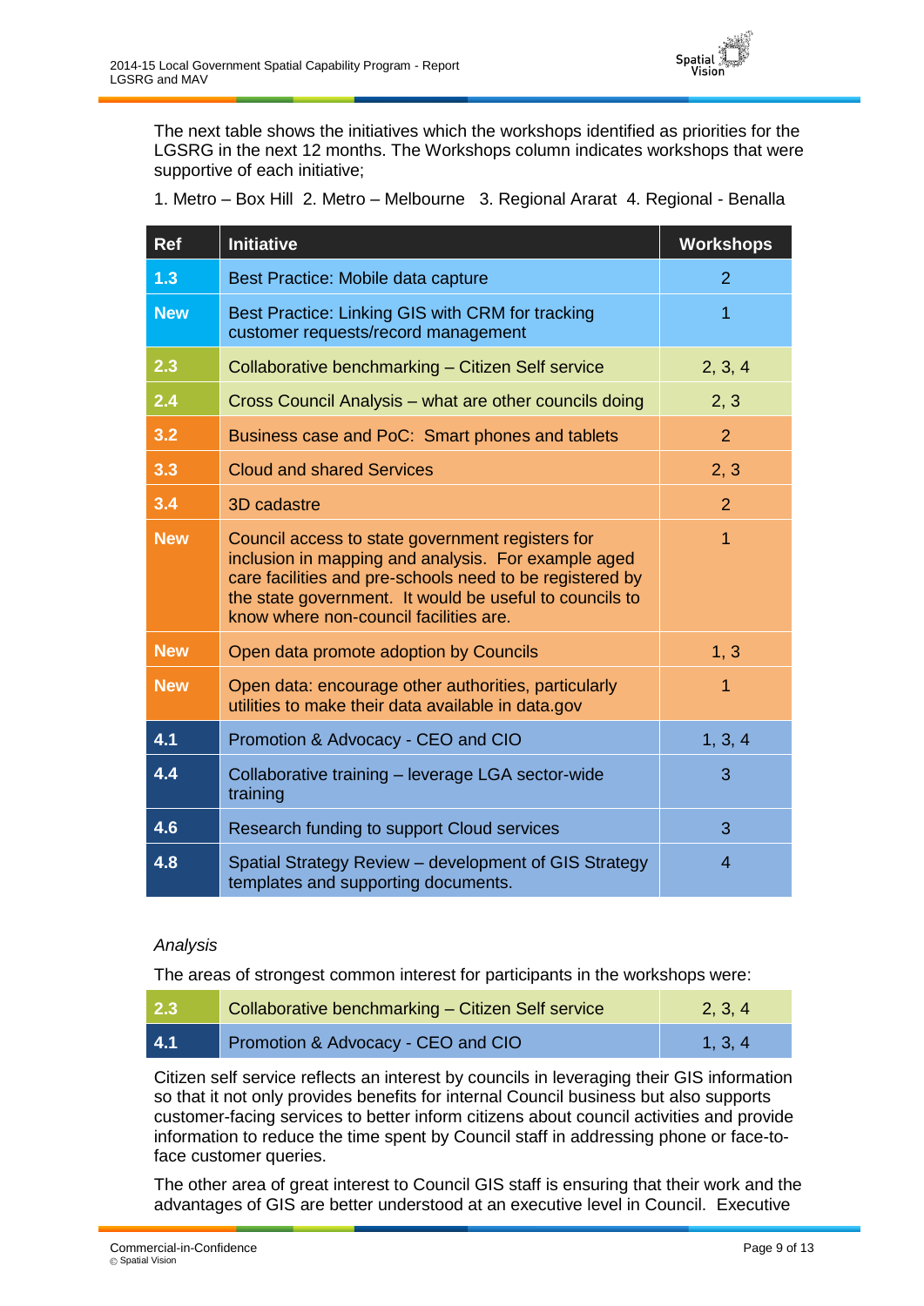The next table shows the initiatives which the workshops identified as priorities for the LGSRG in the next 12 months. The Workshops column indicates workshops that were supportive of each initiative;

1. Metro – Box Hill  2. Metro – Melbourne   3. Regional Ararat  4. Regional - Benalla

| Ref | Initiative | Workshops |
|---|---|---|
| 1.3 | Best Practice: Mobile data capture | 2 |
| New | Best Practice: Linking GIS with CRM for tracking customer requests/record management | 1 |
| 2.3 | Collaborative benchmarking – Citizen Self service | 2, 3, 4 |
| 2.4 | Cross Council Analysis – what are other councils doing | 2, 3 |
| 3.2 | Business case and PoC:  Smart phones and tablets | 2 |
| 3.3 | Cloud and shared Services | 2, 3 |
| 3.4 | 3D cadastre | 2 |
| New | Council access to state government registers for inclusion in mapping and analysis.  For example aged care facilities and pre-schools need to be registered by the state government.  It would be useful to councils to know where non-council facilities are. | 1 |
| New | Open data promote adoption by Councils | 1, 3 |
| New | Open data: encourage other authorities, particularly utilities to make their data available in data.gov | 1 |
| 4.1 | Promotion & Advocacy - CEO and CIO | 1, 3, 4 |
| 4.4 | Collaborative training – leverage LGA sector-wide training | 3 |
| 4.6 | Research funding to support Cloud services | 3 |
| 4.8 | Spatial Strategy Review – development of GIS Strategy templates and supporting documents. | 4 |

*Analysis*

The areas of strongest common interest for participants in the workshops were:

| Ref | Initiative | Workshops |
|---|---|---|
| 2.3 | Collaborative benchmarking – Citizen Self service | 2, 3, 4 |
| 4.1 | Promotion & Advocacy - CEO and CIO | 1, 3, 4 |

Citizen self service reflects an interest by councils in leveraging their GIS information so that it not only provides benefits for internal Council business but also supports customer-facing services to better inform citizens about council activities and provide information to reduce the time spent by Council staff in addressing phone or face-to-face customer queries.

The other area of great interest to Council GIS staff is ensuring that their work and the advantages of GIS are better understood at an executive level in Council.  Executive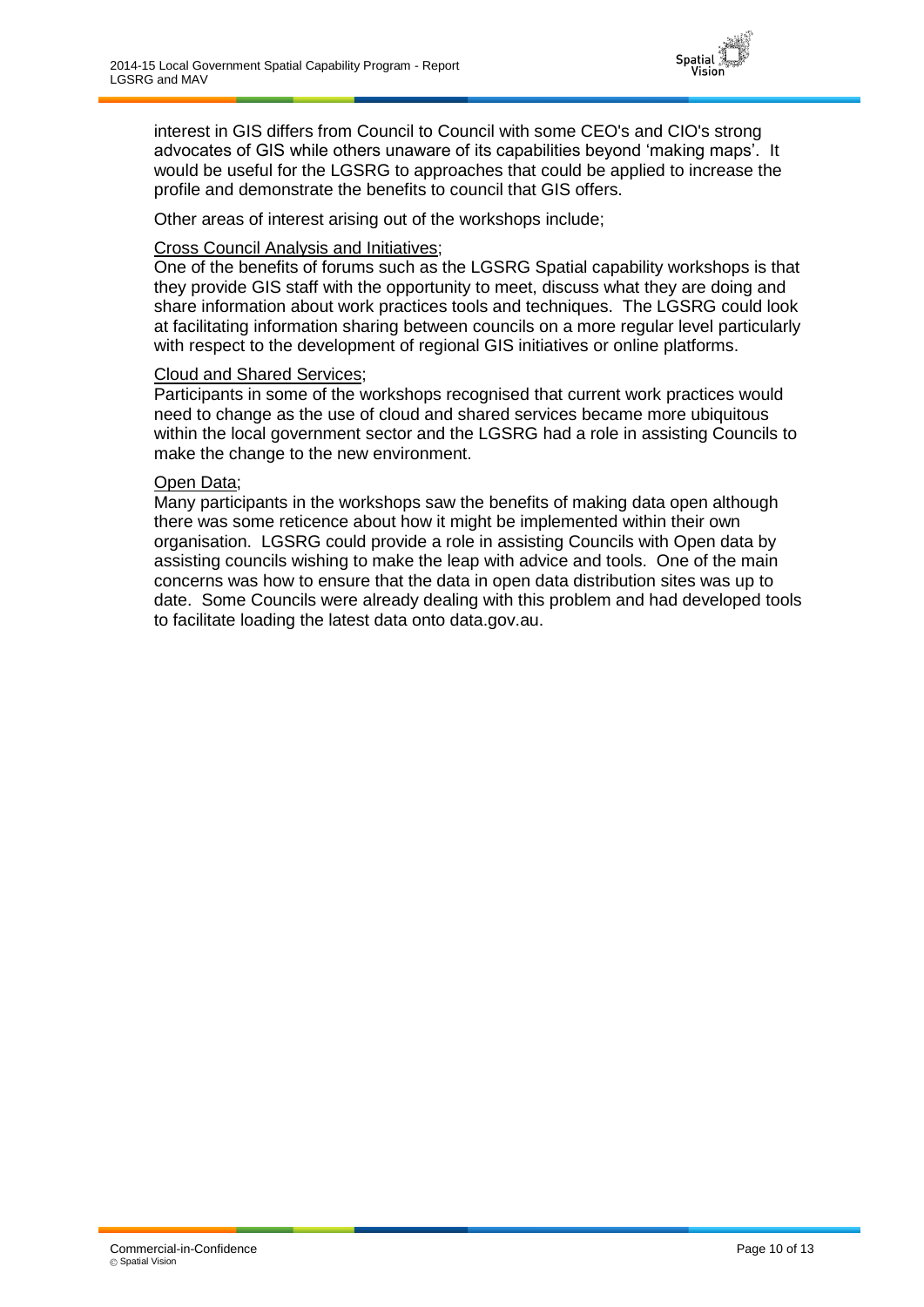interest in GIS differs from Council to Council with some CEO's and CIO's strong advocates of GIS while others unaware of its capabilities beyond 'making maps'. It would be useful for the LGSRG to approaches that could be applied to increase the profile and demonstrate the benefits to council that GIS offers.

Other areas of interest arising out of the workshops include;

Cross Council Analysis and Initiatives;
One of the benefits of forums such as the LGSRG Spatial capability workshops is that they provide GIS staff with the opportunity to meet, discuss what they are doing and share information about work practices tools and techniques. The LGSRG could look at facilitating information sharing between councils on a more regular level particularly with respect to the development of regional GIS initiatives or online platforms.

Cloud and Shared Services;
Participants in some of the workshops recognised that current work practices would need to change as the use of cloud and shared services became more ubiquitous within the local government sector and the LGSRG had a role in assisting Councils to make the change to the new environment.

Open Data;
Many participants in the workshops saw the benefits of making data open although there was some reticence about how it might be implemented within their own organisation. LGSRG could provide a role in assisting Councils with Open data by assisting councils wishing to make the leap with advice and tools. One of the main concerns was how to ensure that the data in open data distribution sites was up to date. Some Councils were already dealing with this problem and had developed tools to facilitate loading the latest data onto data.gov.au.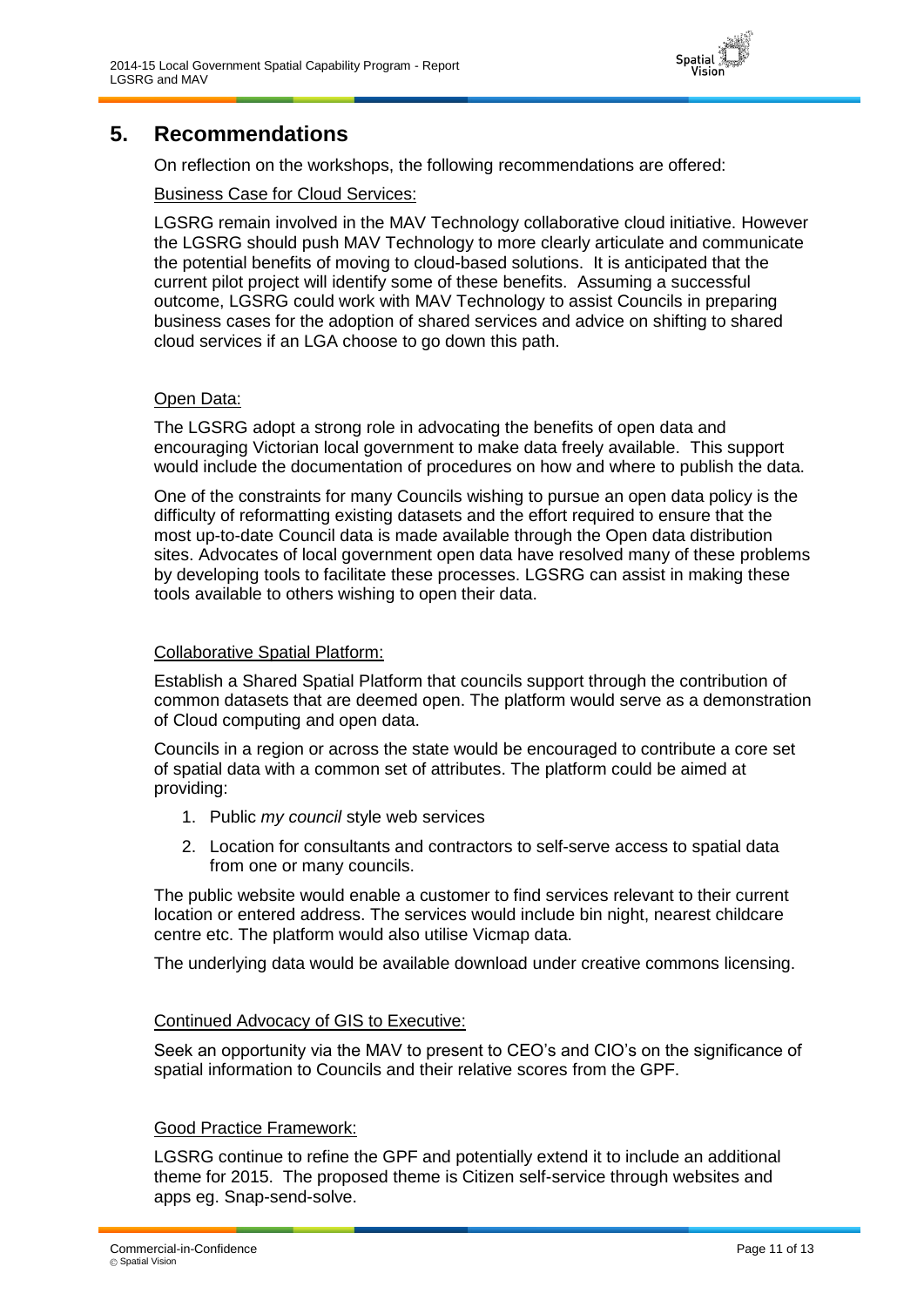## 5. Recommendations

On reflection on the workshops, the following recommendations are offered:

Business Case for Cloud Services:

LGSRG remain involved in the MAV Technology collaborative cloud initiative. However the LGSRG should push MAV Technology to more clearly articulate and communicate the potential benefits of moving to cloud-based solutions. It is anticipated that the current pilot project will identify some of these benefits. Assuming a successful outcome, LGSRG could work with MAV Technology to assist Councils in preparing business cases for the adoption of shared services and advice on shifting to shared cloud services if an LGA choose to go down this path.

Open Data:

The LGSRG adopt a strong role in advocating the benefits of open data and encouraging Victorian local government to make data freely available. This support would include the documentation of procedures on how and where to publish the data.

One of the constraints for many Councils wishing to pursue an open data policy is the difficulty of reformatting existing datasets and the effort required to ensure that the most up-to-date Council data is made available through the Open data distribution sites. Advocates of local government open data have resolved many of these problems by developing tools to facilitate these processes. LGSRG can assist in making these tools available to others wishing to open their data.

Collaborative Spatial Platform:

Establish a Shared Spatial Platform that councils support through the contribution of common datasets that are deemed open. The platform would serve as a demonstration of Cloud computing and open data.

Councils in a region or across the state would be encouraged to contribute a core set of spatial data with a common set of attributes. The platform could be aimed at providing:

1. Public *my council* style web services
2. Location for consultants and contractors to self-serve access to spatial data from one or many councils.

The public website would enable a customer to find services relevant to their current location or entered address. The services would include bin night, nearest childcare centre etc. The platform would also utilise Vicmap data.

The underlying data would be available download under creative commons licensing.

Continued Advocacy of GIS to Executive:

Seek an opportunity via the MAV to present to CEO's and CIO's on the significance of spatial information to Councils and their relative scores from the GPF.

Good Practice Framework:

LGSRG continue to refine the GPF and potentially extend it to include an additional theme for 2015. The proposed theme is Citizen self-service through websites and apps eg. Snap-send-solve.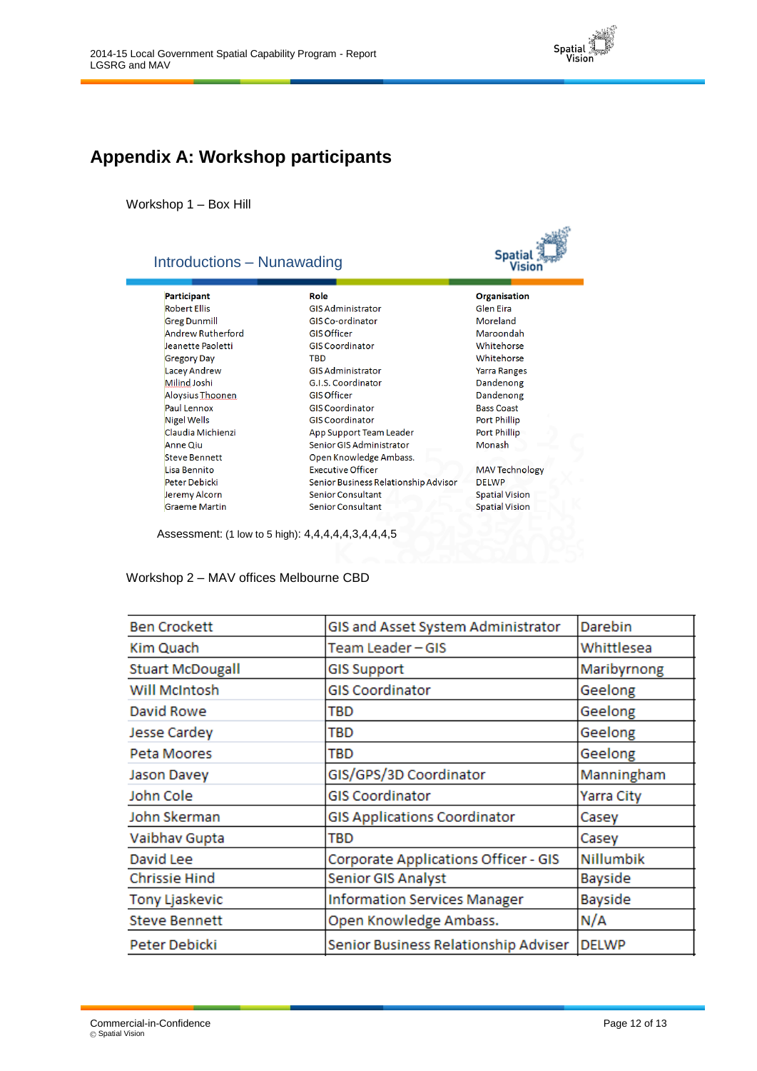# Appendix A: Workshop participants

Workshop 1 – Box Hill

Introductions – Nunawading

| Participant | Role | Organisation |
|---|---|---|
| Robert Ellis | GIS Administrator | Glen Eira |
| Greg Dunmill | GIS Co-ordinator | Moreland |
| Andrew Rutherford | GIS Officer | Maroondah |
| Jeanette Paoletti | GIS Coordinator | Whitehorse |
| Gregory Day | TBD | Whitehorse |
| Lacey Andrew | GIS Administrator | Yarra Ranges |
| Milind Joshi | G.I.S. Coordinator | Dandenong |
| Aloysius Thoonen | GIS Officer | Dandenong |
| Paul Lennox | GIS Coordinator | Bass Coast |
| Nigel Wells | GIS Coordinator | Port Phillip |
| Claudia Michienzi | App Support Team Leader | Port Phillip |
| Anne Qiu | Senior GIS Administrator | Monash |
| Steve Bennett | Open Knowledge Ambass. | |
| Lisa Bennito | Executive Officer | MAV Technology |
| Peter Debicki | Senior Business Relationship Advisor | DELWP |
| Jeremy Alcorn | Senior Consultant | Spatial Vision |
| Graeme Martin | Senior Consultant | Spatial Vision |

Assessment: (1 low to 5 high): 4,4,4,4,4,3,4,4,4,5

Workshop 2 – MAV offices Melbourne CBD

| | | |
|---|---|---|
| Ben Crockett | GIS and Asset System Administrator | Darebin |
| Kim Quach | Team Leader – GIS | Whittlesea |
| Stuart McDougall | GIS Support | Maribyrnong |
| Will McIntosh | GIS Coordinator | Geelong |
| David Rowe | TBD | Geelong |
| Jesse Cardey | TBD | Geelong |
| Peta Moores | TBD | Geelong |
| Jason Davey | GIS/GPS/3D Coordinator | Manningham |
| John Cole | GIS Coordinator | Yarra City |
| John Skerman | GIS Applications Coordinator | Casey |
| Vaibhav Gupta | TBD | Casey |
| David Lee | Corporate Applications Officer - GIS | Nillumbik |
| Chrissie Hind | Senior GIS Analyst | Bayside |
| Tony Ljaskevic | Information Services Manager | Bayside |
| Steve Bennett | Open Knowledge Ambass. | N/A |
| Peter Debicki | Senior Business Relationship Adviser | DELWP |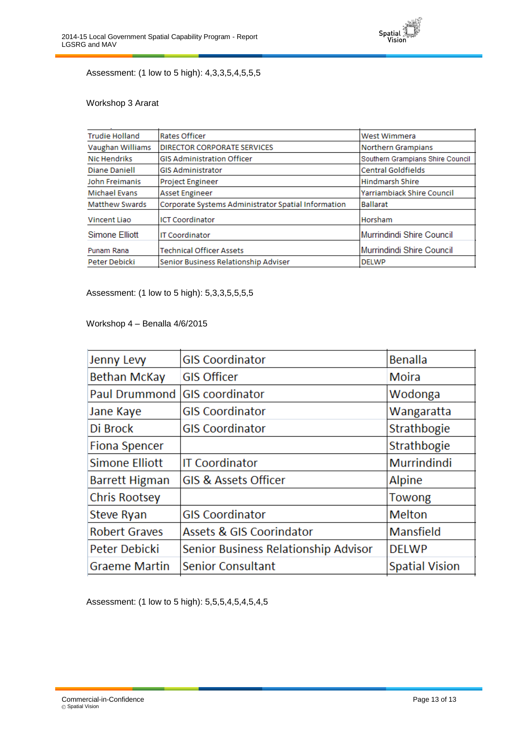Assessment: (1 low to 5 high): 4,3,3,5,4,5,5,5

Workshop 3 Ararat

| | | |
|---|---|---|
| Trudie Holland | Rates Officer | West Wimmera |
| Vaughan Williams | DIRECTOR CORPORATE SERVICES | Northern Grampians |
| Nic Hendriks | GIS Administration Officer | Southern Grampians Shire Council |
| Diane Daniell | GIS Administrator | Central Goldfields |
| John Freimanis | Project Engineer | Hindmarsh Shire |
| Michael Evans | Asset Engineer | Yarriambiack Shire Council |
| Matthew Swards | Corporate Systems Administrator Spatial Information | Ballarat |
| Vincent Liao | ICT Coordinator | Horsham |
| Simone Elliott | IT Coordinator | Murrindindi Shire Council |
| Punam Rana | Technical Officer Assets | Murrindindi Shire Council |
| Peter Debicki | Senior Business Relationship Adviser | DELWP |

Assessment: (1 low to 5 high): 5,3,3,5,5,5,5

Workshop 4 – Benalla 4/6/2015

| | | |
|---|---|---|
| Jenny Levy | GIS Coordinator | Benalla |
| Bethan McKay | GIS Officer | Moira |
| Paul Drummond | GIS coordinator | Wodonga |
| Jane Kaye | GIS Coordinator | Wangaratta |
| Di Brock | GIS Coordinator | Strathbogie |
| Fiona Spencer | | Strathbogie |
| Simone Elliott | IT Coordinator | Murrindindi |
| Barrett Higman | GIS & Assets Officer | Alpine |
| Chris Rootsey | | Towong |
| Steve Ryan | GIS Coordinator | Melton |
| Robert Graves | Assets & GIS Coorindator | Mansfield |
| Peter Debicki | Senior Business Relationship Advisor | DELWP |
| Graeme Martin | Senior Consultant | Spatial Vision |

Assessment: (1 low to 5 high): 5,5,5,4,5,4,5,4,5